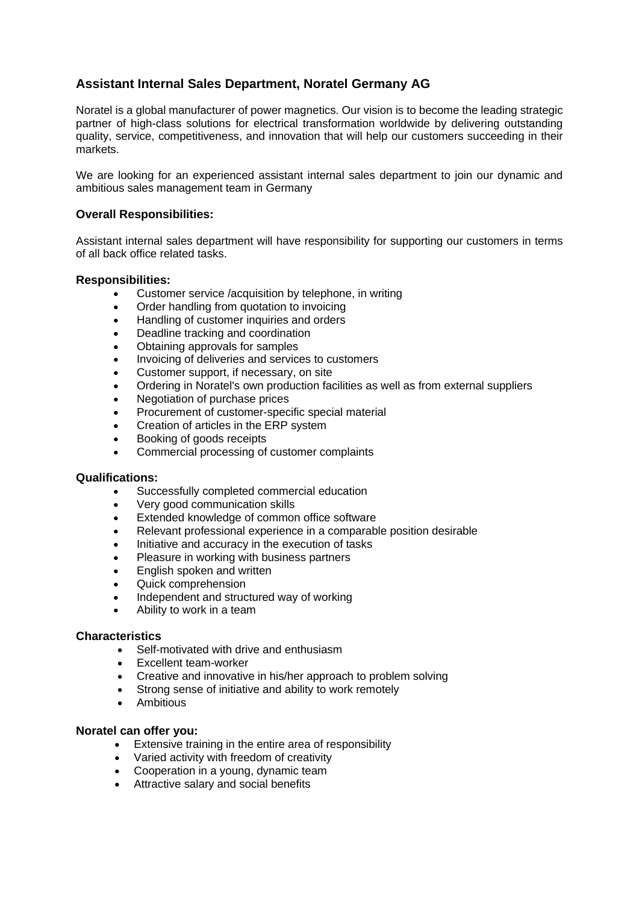## Assistant Internal Sales Department, Noratel Germany AG

Noratel is a global manufacturer of power magnetics. Our vision is to become the leading strategic partner of high-class solutions for electrical transformation worldwide by delivering outstanding quality, service, competitiveness, and innovation that will help our customers succeeding in their markets.

We are looking for an experienced assistant internal sales department to join our dynamic and ambitious sales management team in Germany

### Overall Responsibilities:

Assistant internal sales department will have responsibility for supporting our customers in terms of all back office related tasks.

### Responsibilities:

- Customer service /acquisition by telephone, in writing
- Order handling from quotation to invoicing
- Handling of customer inquiries and orders
- Deadline tracking and coordination
- Obtaining approvals for samples
- Invoicing of deliveries and services to customers
- Customer support, if necessary, on site
- Ordering in Noratel's own production facilities as well as from external suppliers
- Negotiation of purchase prices
- Procurement of customer-specific special material
- Creation of articles in the ERP system
- Booking of goods receipts
- Commercial processing of customer complaints

### Qualifications:

- Successfully completed commercial education
- Very good communication skills
- Extended knowledge of common office software
- Relevant professional experience in a comparable position desirable
- Initiative and accuracy in the execution of tasks
- Pleasure in working with business partners
- English spoken and written
- Quick comprehension
- Independent and structured way of working
- Ability to work in a team

### Characteristics

- Self-motivated with drive and enthusiasm
- Excellent team-worker
- Creative and innovative in his/her approach to problem solving
- Strong sense of initiative and ability to work remotely
- Ambitious

### Noratel can offer you:

- Extensive training in the entire area of responsibility
- Varied activity with freedom of creativity
- Cooperation in a young, dynamic team
- Attractive salary and social benefits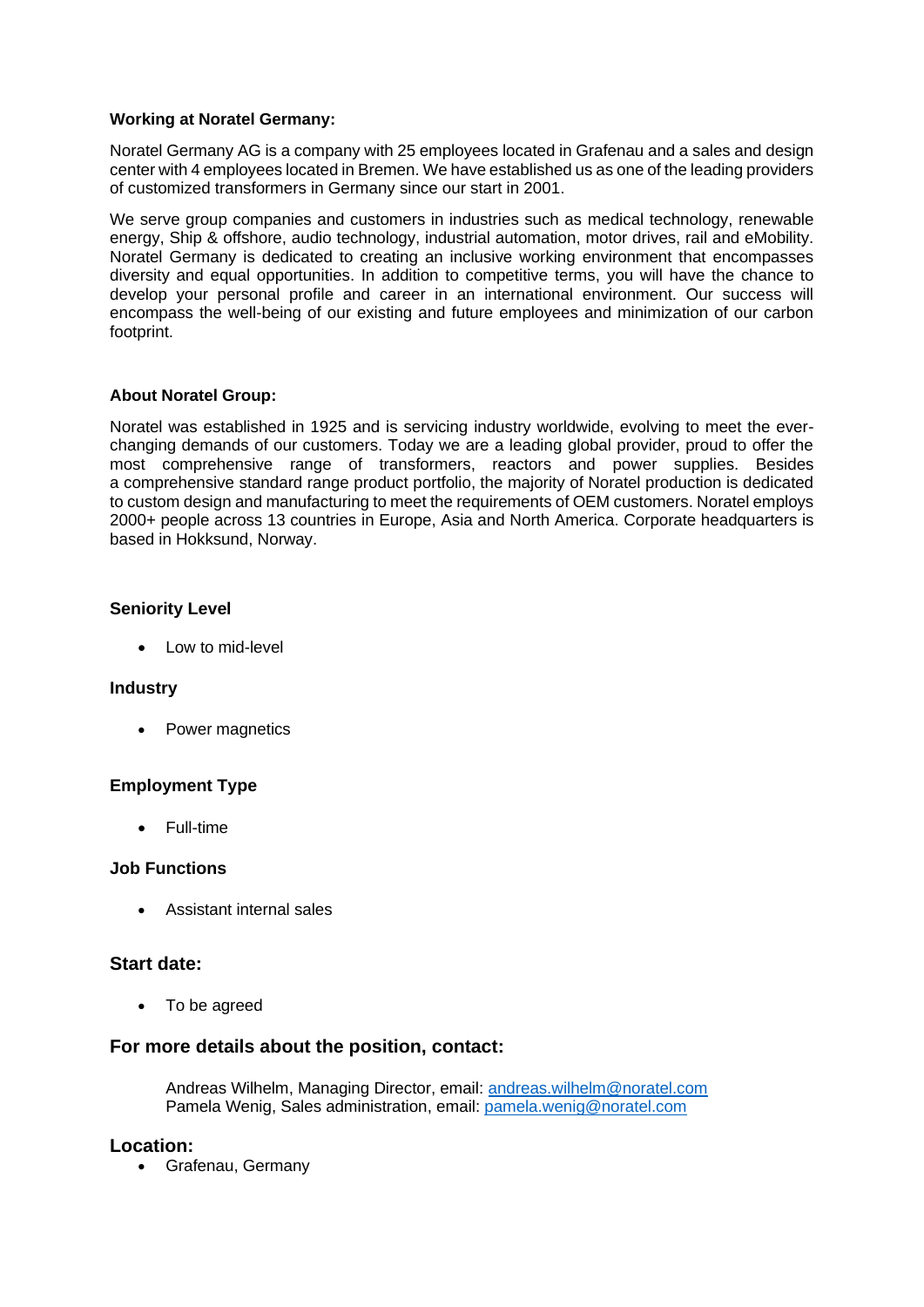**Working at Noratel Germany:**

Noratel Germany AG is a company with 25 employees located in Grafenau and a sales and design center with 4 employees located in Bremen. We have established us as one of the leading providers of customized transformers in Germany since our start in 2001.

We serve group companies and customers in industries such as medical technology, renewable energy, Ship & offshore, audio technology, industrial automation, motor drives, rail and eMobility. Noratel Germany is dedicated to creating an inclusive working environment that encompasses diversity and equal opportunities. In addition to competitive terms, you will have the chance to develop your personal profile and career in an international environment. Our success will encompass the well-being of our existing and future employees and minimization of our carbon footprint.

**About Noratel Group:**

Noratel was established in 1925 and is servicing industry worldwide, evolving to meet the ever-changing demands of our customers. Today we are a leading global provider, proud to offer the most comprehensive range of transformers, reactors and power supplies. Besides a comprehensive standard range product portfolio, the majority of Noratel production is dedicated to custom design and manufacturing to meet the requirements of OEM customers. Noratel employs 2000+ people across 13 countries in Europe, Asia and North America. Corporate headquarters is based in Hokksund, Norway.

**Seniority Level**

- Low to mid-level

**Industry**

- Power magnetics

**Employment Type**

- Full-time

**Job Functions**

- Assistant internal sales

### Start date:

- To be agreed

### For more details about the position, contact:

Andreas Wilhelm, Managing Director, email: andreas.wilhelm@noratel.com
Pamela Wenig, Sales administration, email: pamela.wenig@noratel.com

### Location:

- Grafenau, Germany